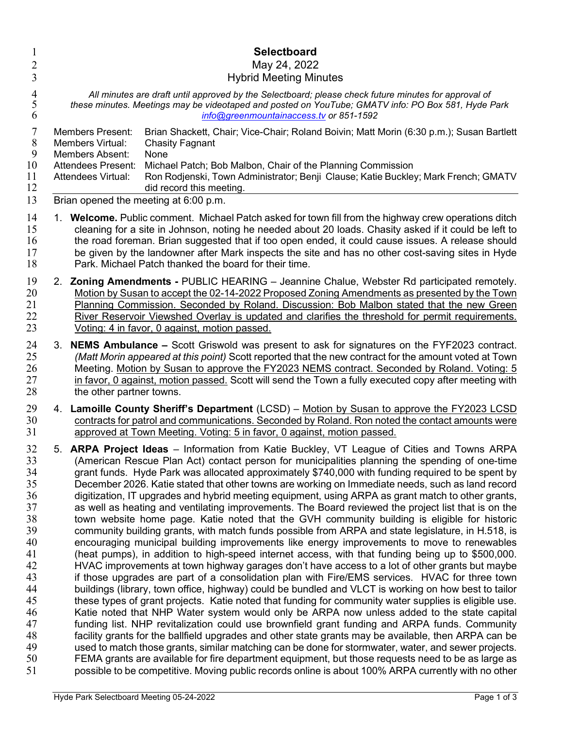# Selectboard

May 24, 2022

Hybrid Meeting Minutes

*All minutes are draft until approved by the Selectboard; please check future minutes for approval of these minutes. Meetings may be videotaped and posted on YouTube; GMATV info: PO Box 581, Hyde Park [info@greenmountainaccess.tv](mailto:info@greenmountainaccess.tv) or 851-1592*

| | |
|---|---|
| Members Present: | Brian Shackett, Chair; Vice-Chair; Roland Boivin; Matt Morin (6:30 p.m.); Susan Bartlett |
| Members Virtual: | Chasity Fagnant |
| Members Absent: | None |
| Attendees Present: | Michael Patch; Bob Malbon, Chair of the Planning Commission |
| Attendees Virtual: | Ron Rodjenski, Town Administrator; Benji Clause; Katie Buckley; Mark French; GMATV did record this meeting. |

Brian opened the meeting at 6:00 p.m.

1. **Welcome.** Public comment. Michael Patch asked for town fill from the highway crew operations ditch cleaning for a site in Johnson, noting he needed about 20 loads. Chasity asked if it could be left to the road foreman. Brian suggested that if too open ended, it could cause issues. A release should be given by the landowner after Mark inspects the site and has no other cost-saving sites in Hyde Park. Michael Patch thanked the board for their time.

2. **Zoning Amendments -** PUBLIC HEARING – Jeannine Chalue, Webster Rd participated remotely. <u>Motion by Susan to accept the 02-14-2022 Proposed Zoning Amendments as presented by the Town Planning Commission. Seconded by Roland. Discussion: Bob Malbon stated that the new Green River Reservoir Viewshed Overlay is updated and clarifies the threshold for permit requirements. Voting: 4 in favor, 0 against, motion passed.</u>

3. **NEMS Ambulance –** Scott Griswold was present to ask for signatures on the FYF2023 contract. *(Matt Morin appeared at this point)* Scott reported that the new contract for the amount voted at Town Meeting. <u>Motion by Susan to approve the FY2023 NEMS contract. Seconded by Roland. Voting: 5 in favor, 0 against, motion passed.</u> Scott will send the Town a fully executed copy after meeting with the other partner towns.

4. **Lamoille County Sheriff's Department** (LCSD) – <u>Motion by Susan to approve the FY2023 LCSD contracts for patrol and communications. Seconded by Roland. Ron noted the contact amounts were approved at Town Meeting. Voting: 5 in favor, 0 against, motion passed.</u>

5. **ARPA Project Ideas** – Information from Katie Buckley, VT League of Cities and Towns ARPA (American Rescue Plan Act) contact person for municipalities planning the spending of one-time grant funds. Hyde Park was allocated approximately $740,000 with funding required to be spent by December 2026. Katie stated that other towns are working on Immediate needs, such as land record digitization, IT upgrades and hybrid meeting equipment, using ARPA as grant match to other grants, as well as heating and ventilating improvements. The Board reviewed the project list that is on the town website home page. Katie noted that the GVH community building is eligible for historic community building grants, with match funds possible from ARPA and state legislature, in H.518, is encouraging municipal building improvements like energy improvements to move to renewables (heat pumps), in addition to high-speed internet access, with that funding being up to $500,000. HVAC improvements at town highway garages don't have access to a lot of other grants but maybe if those upgrades are part of a consolidation plan with Fire/EMS services. HVAC for three town buildings (library, town office, highway) could be bundled and VLCT is working on how best to tailor these types of grant projects. Katie noted that funding for community water supplies is eligible use. Katie noted that NHP Water system would only be ARPA now unless added to the state capital funding list. NHP revitalization could use brownfield grant funding and ARPA funds. Community facility grants for the ballfield upgrades and other state grants may be available, then ARPA can be used to match those grants, similar matching can be done for stormwater, water, and sewer projects. FEMA grants are available for fire department equipment, but those requests need to be as large as possible to be competitive. Moving public records online is about 100% ARPA currently with no other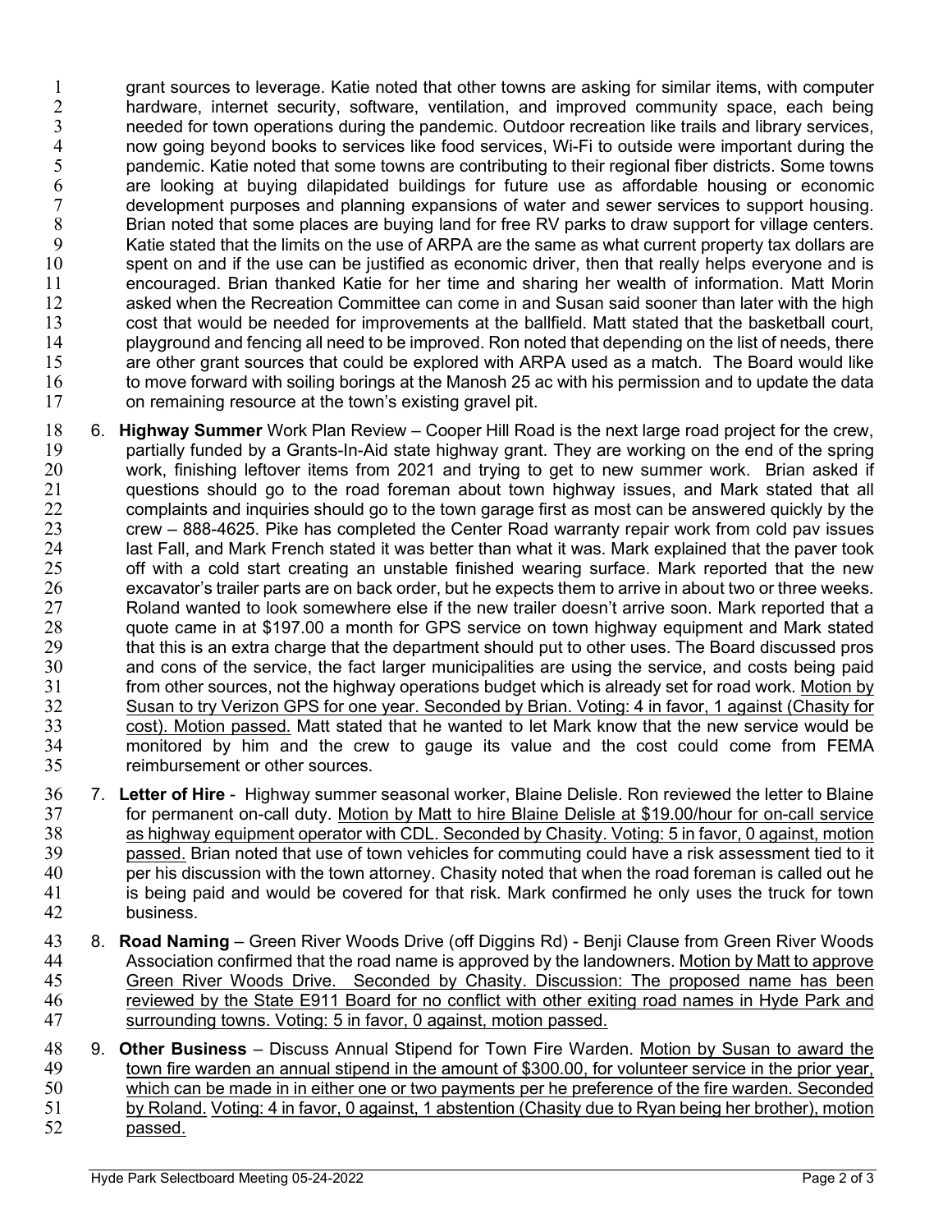grant sources to leverage. Katie noted that other towns are asking for similar items, with computer hardware, internet security, software, ventilation, and improved community space, each being needed for town operations during the pandemic. Outdoor recreation like trails and library services, now going beyond books to services like food services, Wi-Fi to outside were important during the pandemic. Katie noted that some towns are contributing to their regional fiber districts. Some towns are looking at buying dilapidated buildings for future use as affordable housing or economic development purposes and planning expansions of water and sewer services to support housing. Brian noted that some places are buying land for free RV parks to draw support for village centers. Katie stated that the limits on the use of ARPA are the same as what current property tax dollars are spent on and if the use can be justified as economic driver, then that really helps everyone and is encouraged. Brian thanked Katie for her time and sharing her wealth of information. Matt Morin asked when the Recreation Committee can come in and Susan said sooner than later with the high cost that would be needed for improvements at the ballfield. Matt stated that the basketball court, playground and fencing all need to be improved. Ron noted that depending on the list of needs, there are other grant sources that could be explored with ARPA used as a match. The Board would like to move forward with soiling borings at the Manosh 25 ac with his permission and to update the data on remaining resource at the town's existing gravel pit.

6. **Highway Summer** Work Plan Review – Cooper Hill Road is the next large road project for the crew, partially funded by a Grants-In-Aid state highway grant. They are working on the end of the spring work, finishing leftover items from 2021 and trying to get to new summer work. Brian asked if questions should go to the road foreman about town highway issues, and Mark stated that all complaints and inquiries should go to the town garage first as most can be answered quickly by the crew – 888-4625. Pike has completed the Center Road warranty repair work from cold pav issues last Fall, and Mark French stated it was better than what it was. Mark explained that the paver took off with a cold start creating an unstable finished wearing surface. Mark reported that the new excavator's trailer parts are on back order, but he expects them to arrive in about two or three weeks. Roland wanted to look somewhere else if the new trailer doesn't arrive soon. Mark reported that a quote came in at $197.00 a month for GPS service on town highway equipment and Mark stated that this is an extra charge that the department should put to other uses. The Board discussed pros and cons of the service, the fact larger municipalities are using the service, and costs being paid from other sources, not the highway operations budget which is already set for road work. <u>Motion by Susan to try Verizon GPS for one year. Seconded by Brian. Voting: 4 in favor, 1 against (Chasity for cost). Motion passed.</u> Matt stated that he wanted to let Mark know that the new service would be monitored by him and the crew to gauge its value and the cost could come from FEMA reimbursement or other sources.

7. **Letter of Hire** - Highway summer seasonal worker, Blaine Delisle. Ron reviewed the letter to Blaine for permanent on-call duty. <u>Motion by Matt to hire Blaine Delisle at $19.00/hour for on-call service as highway equipment operator with CDL. Seconded by Chasity. Voting: 5 in favor, 0 against, motion passed.</u> Brian noted that use of town vehicles for commuting could have a risk assessment tied to it per his discussion with the town attorney. Chasity noted that when the road foreman is called out he is being paid and would be covered for that risk. Mark confirmed he only uses the truck for town business.

8. **Road Naming** – Green River Woods Drive (off Diggins Rd) - Benji Clause from Green River Woods Association confirmed that the road name is approved by the landowners. <u>Motion by Matt to approve Green River Woods Drive. Seconded by Chasity. Discussion: The proposed name has been reviewed by the State E911 Board for no conflict with other exiting road names in Hyde Park and surrounding towns. Voting: 5 in favor, 0 against, motion passed.</u>

9. **Other Business** – Discuss Annual Stipend for Town Fire Warden. <u>Motion by Susan to award the town fire warden an annual stipend in the amount of $300.00, for volunteer service in the prior year, which can be made in in either one or two payments per he preference of the fire warden. Seconded by Roland.</u> <u>Voting: 4 in favor, 0 against, 1 abstention (Chasity due to Ryan being her brother), motion passed.</u>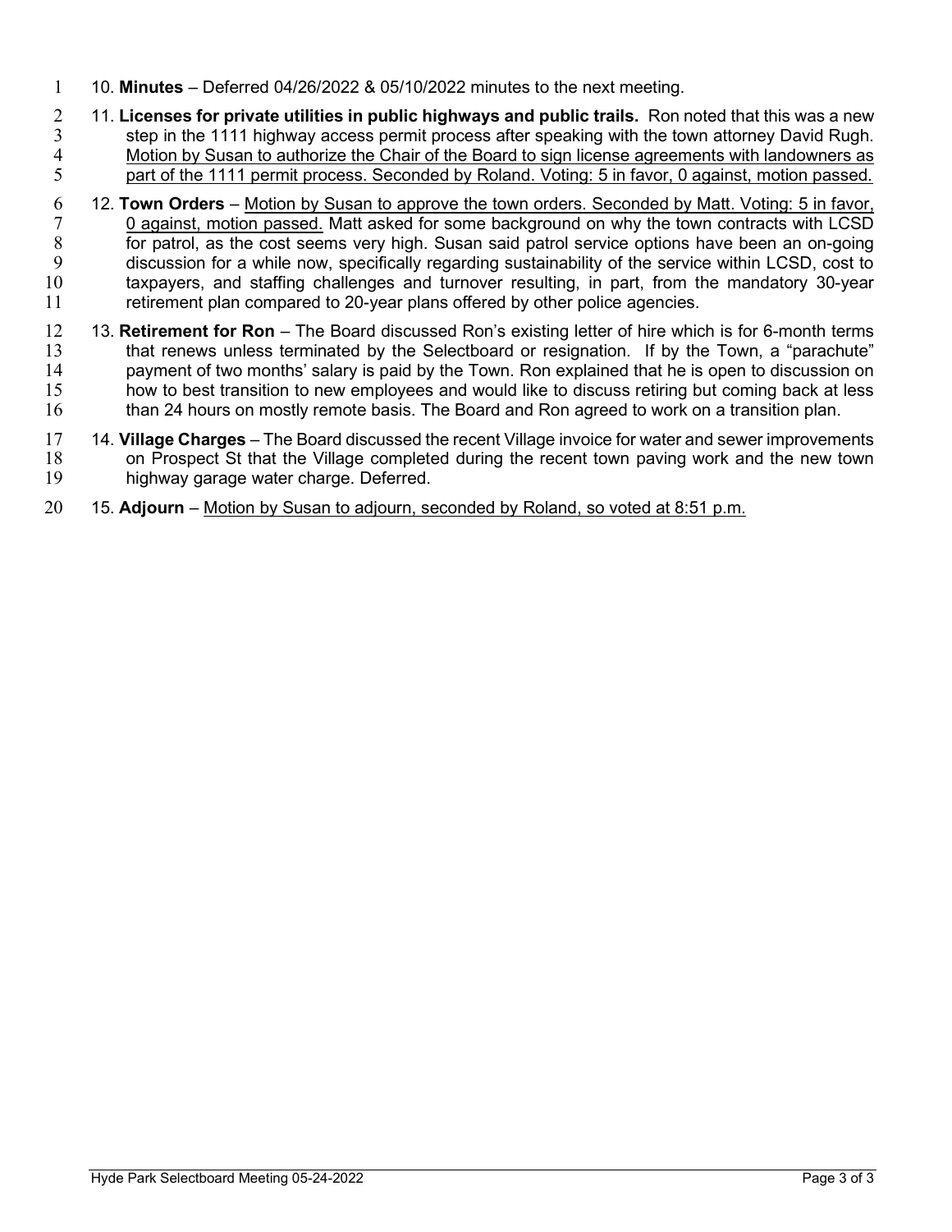10. **Minutes** – Deferred 04/26/2022 & 05/10/2022 minutes to the next meeting.

11. **Licenses for private utilities in public highways and public trails.** Ron noted that this was a new step in the 1111 highway access permit process after speaking with the town attorney David Rugh. Motion by Susan to authorize the Chair of the Board to sign license agreements with landowners as part of the 1111 permit process. Seconded by Roland. Voting: 5 in favor, 0 against, motion passed.

12. **Town Orders** – Motion by Susan to approve the town orders. Seconded by Matt. Voting: 5 in favor, 0 against, motion passed. Matt asked for some background on why the town contracts with LCSD for patrol, as the cost seems very high. Susan said patrol service options have been an on-going discussion for a while now, specifically regarding sustainability of the service within LCSD, cost to taxpayers, and staffing challenges and turnover resulting, in part, from the mandatory 30-year retirement plan compared to 20-year plans offered by other police agencies.

13. **Retirement for Ron** – The Board discussed Ron's existing letter of hire which is for 6-month terms that renews unless terminated by the Selectboard or resignation. If by the Town, a "parachute" payment of two months' salary is paid by the Town. Ron explained that he is open to discussion on how to best transition to new employees and would like to discuss retiring but coming back at less than 24 hours on mostly remote basis. The Board and Ron agreed to work on a transition plan.

14. **Village Charges** – The Board discussed the recent Village invoice for water and sewer improvements on Prospect St that the Village completed during the recent town paving work and the new town highway garage water charge. Deferred.

15. **Adjourn** – Motion by Susan to adjourn, seconded by Roland, so voted at 8:51 p.m.